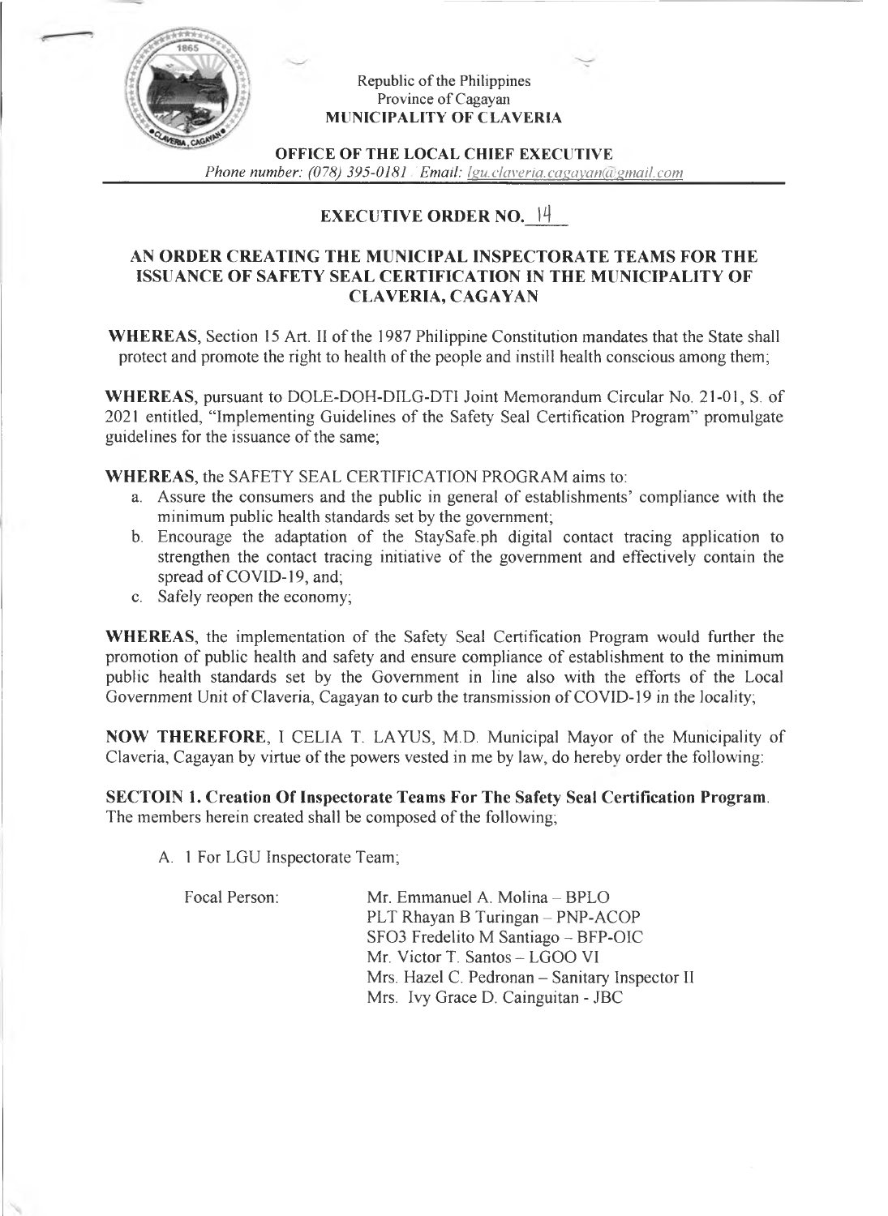Republic of the Philippines
Province of Cagayan
**MUNICIPALITY OF CLAVERIA**

**OFFICE OF THE LOCAL CHIEF EXECUTIVE**
*Phone number: (078) 395-0181 Email: lgu.claveria.cagayan@gmail.com*

## EXECUTIVE ORDER NO. 14

### AN ORDER CREATING THE MUNICIPAL INSPECTORATE TEAMS FOR THE ISSUANCE OF SAFETY SEAL CERTIFICATION IN THE MUNICIPALITY OF CLAVERIA, CAGAYAN

**WHEREAS**, Section 15 Art. II of the 1987 Philippine Constitution mandates that the State shall protect and promote the right to health of the people and instill health conscious among them;

**WHEREAS**, pursuant to DOLE-DOH-DILG-DTI Joint Memorandum Circular No. 21-01, S. of 2021 entitled, "Implementing Guidelines of the Safety Seal Certification Program" promulgate guidelines for the issuance of the same;

**WHEREAS**, the SAFETY SEAL CERTIFICATION PROGRAM aims to:

a. Assure the consumers and the public in general of establishments' compliance with the minimum public health standards set by the government;
b. Encourage the adaptation of the StaySafe.ph digital contact tracing application to strengthen the contact tracing initiative of the government and effectively contain the spread of COVID-19, and;
c. Safely reopen the economy;

**WHEREAS**, the implementation of the Safety Seal Certification Program would further the promotion of public health and safety and ensure compliance of establishment to the minimum public health standards set by the Government in line also with the efforts of the Local Government Unit of Claveria, Cagayan to curb the transmission of COVID-19 in the locality;

**NOW THEREFORE**, I CELIA T. LAYUS, M.D. Municipal Mayor of the Municipality of Claveria, Cagayan by virtue of the powers vested in me by law, do hereby order the following:

**SECTOIN 1. Creation Of Inspectorate Teams For The Safety Seal Certification Program**. The members herein created shall be composed of the following;

A. 1 For LGU Inspectorate Team;

Focal Person:

Mr. Emmanuel A. Molina – BPLO
PLT Rhayan B Turingan – PNP-ACOP
SFO3 Fredelito M Santiago – BFP-OIC
Mr. Victor T. Santos – LGOO VI
Mrs. Hazel C. Pedronan – Sanitary Inspector II
Mrs. Ivy Grace D. Cainguitan - JBC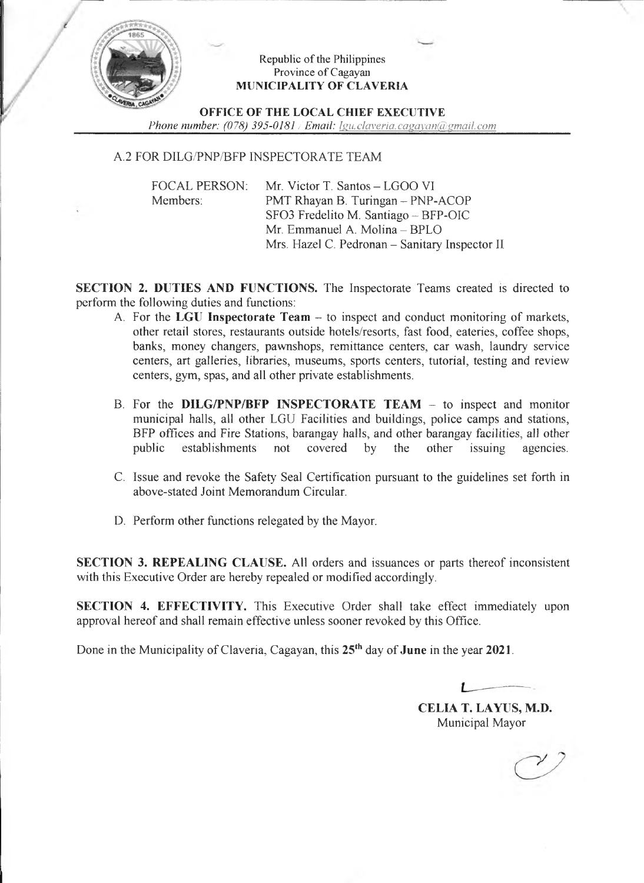Republic of the Philippines
Province of Cagayan
**MUNICIPALITY OF CLAVERIA**

**OFFICE OF THE LOCAL CHIEF EXECUTIVE**
*Phone number: (078) 395-0181 / Email: lgu.claveria.cagayan@gmail.com*

A.2 FOR DILG/PNP/BFP INSPECTORATE TEAM

| | |
|---|---|
| FOCAL PERSON: | Mr. Victor T. Santos – LGOO VI |
| Members: | PMT Rhayan B. Turingan – PNP-ACOP |
| | SFO3 Fredelito M. Santiago – BFP-OIC |
| | Mr. Emmanuel A. Molina – BPLO |
| | Mrs. Hazel C. Pedronan – Sanitary Inspector II |

**SECTION 2. DUTIES AND FUNCTIONS.** The Inspectorate Teams created is directed to perform the following duties and functions:

A. For the **LGU Inspectorate Team** – to inspect and conduct monitoring of markets, other retail stores, restaurants outside hotels/resorts, fast food, eateries, coffee shops, banks, money changers, pawnshops, remittance centers, car wash, laundry service centers, art galleries, libraries, museums, sports centers, tutorial, testing and review centers, gym, spas, and all other private establishments.

B. For the **DILG/PNP/BFP INSPECTORATE TEAM** – to inspect and monitor municipal halls, all other LGU Facilities and buildings, police camps and stations, BFP offices and Fire Stations, barangay halls, and other barangay facilities, all other public establishments not covered by the other issuing agencies.

C. Issue and revoke the Safety Seal Certification pursuant to the guidelines set forth in above-stated Joint Memorandum Circular.

D. Perform other functions relegated by the Mayor.

**SECTION 3. REPEALING CLAUSE.** All orders and issuances or parts thereof inconsistent with this Executive Order are hereby repealed or modified accordingly.

**SECTION 4. EFFECTIVITY.** This Executive Order shall take effect immediately upon approval hereof and shall remain effective unless sooner revoked by this Office.

Done in the Municipality of Claveria, Cagayan, this **25th** day of **June** in the year **2021**.

**CELIA T. LAYUS, M.D.**
Municipal Mayor